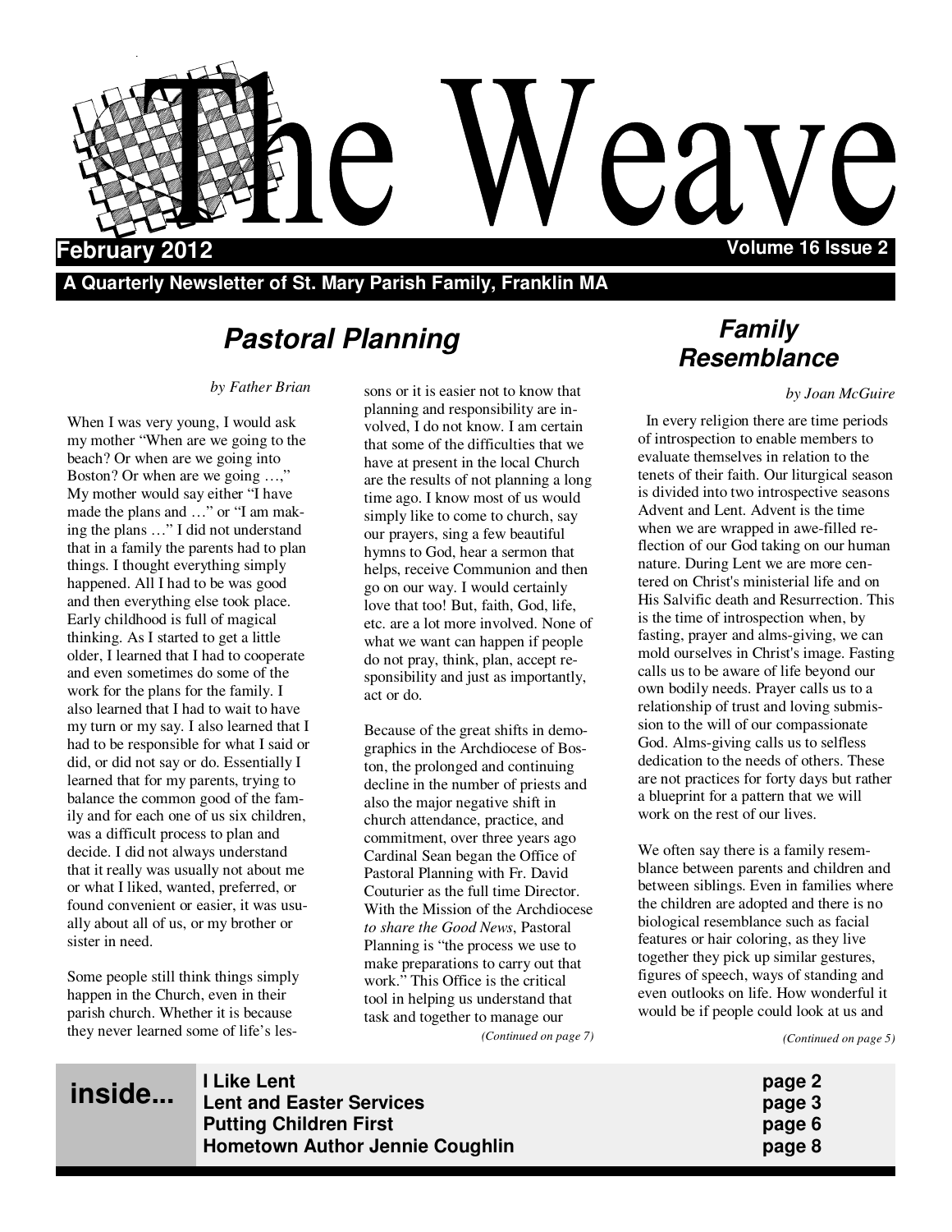# The Weave

**February 2012** **Volume 16 Issue 2**

**A Quarterly Newsletter of St. Mary Parish Family, Franklin MA**

## *Pastoral Planning*

*by Father Brian*

When I was very young, I would ask my mother "When are we going to the beach? Or when are we going into Boston? Or when are we going …," My mother would say either "I have made the plans and …" or "I am making the plans …" I did not understand that in a family the parents had to plan things. I thought everything simply happened. All I had to be was good and then everything else took place. Early childhood is full of magical thinking. As I started to get a little older, I learned that I had to cooperate and even sometimes do some of the work for the plans for the family. I also learned that I had to wait to have my turn or my say. I also learned that I had to be responsible for what I said or did, or did not say or do. Essentially I learned that for my parents, trying to balance the common good of the family and for each one of us six children, was a difficult process to plan and decide. I did not always understand that it really was usually not about me or what I liked, wanted, preferred, or found convenient or easier, it was usually about all of us, or my brother or sister in need.

Some people still think things simply happen in the Church, even in their parish church. Whether it is because they never learned some of life's lessons or it is easier not to know that planning and responsibility are involved, I do not know. I am certain that some of the difficulties that we have at present in the local Church are the results of not planning a long time ago. I know most of us would simply like to come to church, say our prayers, sing a few beautiful hymns to God, hear a sermon that helps, receive Communion and then go on our way. I would certainly love that too! But, faith, God, life, etc. are a lot more involved. None of what we want can happen if people do not pray, think, plan, accept responsibility and just as importantly, act or do.

Because of the great shifts in demographics in the Archdiocese of Boston, the prolonged and continuing decline in the number of priests and also the major negative shift in church attendance, practice, and commitment, over three years ago Cardinal Sean began the Office of Pastoral Planning with Fr. David Couturier as the full time Director. With the Mission of the Archdiocese *to share the Good News*, Pastoral Planning is "the process we use to make preparations to carry out that work." This Office is the critical tool in helping us understand that task and together to manage our

*(Continued on page 7)*

## *Family Resemblance*

*by Joan McGuire*

In every religion there are time periods of introspection to enable members to evaluate themselves in relation to the tenets of their faith. Our liturgical season is divided into two introspective seasons Advent and Lent. Advent is the time when we are wrapped in awe-filled reflection of our God taking on our human nature. During Lent we are more centered on Christ's ministerial life and on His Salvific death and Resurrection. This is the time of introspection when, by fasting, prayer and alms-giving, we can mold ourselves in Christ's image. Fasting calls us to be aware of life beyond our own bodily needs. Prayer calls us to a relationship of trust and loving submission to the will of our compassionate God. Alms-giving calls us to selfless dedication to the needs of others. These are not practices for forty days but rather a blueprint for a pattern that we will work on the rest of our lives.

We often say there is a family resemblance between parents and children and between siblings. Even in families where the children are adopted and there is no biological resemblance such as facial features or hair coloring, as they live together they pick up similar gestures, figures of speech, ways of standing and even outlooks on life. How wonderful it would be if people could look at us and

*(Continued on page 5)*

---

**inside...**

| | |
|---|---|
| **I Like Lent** | **page 2** |
| **Lent and Easter Services** | **page 3** |
| **Putting Children First** | **page 6** |
| **Hometown Author Jennie Coughlin** | **page 8** |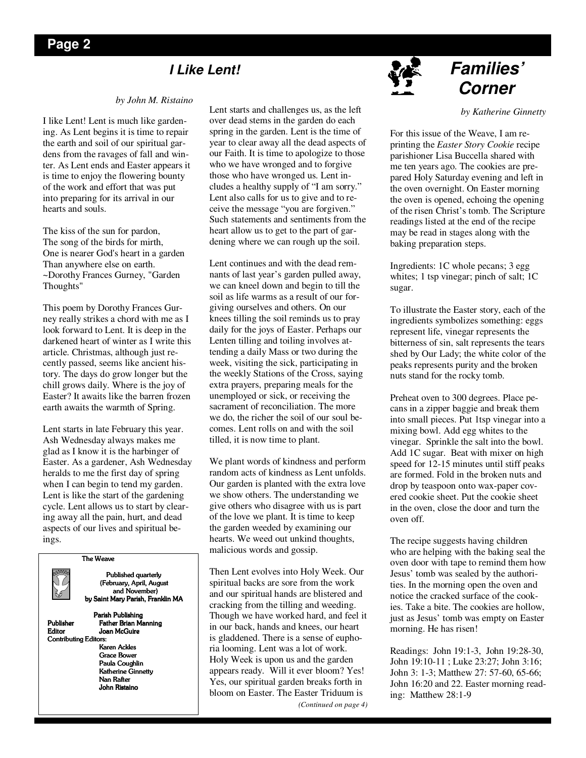## I Like Lent!

*by John M. Ristaino*

I like Lent! Lent is much like gardening. As Lent begins it is time to repair the earth and soil of our spiritual gardens from the ravages of fall and winter. As Lent ends and Easter appears it is time to enjoy the flowering bounty of the work and effort that was put into preparing for its arrival in our hearts and souls.

The kiss of the sun for pardon,
The song of the birds for mirth,
One is nearer God's heart in a garden
Than anywhere else on earth.
~Dorothy Frances Gurney, "Garden Thoughts"

This poem by Dorothy Frances Gurney really strikes a chord with me as I look forward to Lent. It is deep in the darkened heart of winter as I write this article. Christmas, although just recently passed, seems like ancient history. The days do grow longer but the chill grows daily. Where is the joy of Easter? It awaits like the barren frozen earth awaits the warmth of Spring.

Lent starts in late February this year. Ash Wednesday always makes me glad as I know it is the harbinger of Easter. As a gardener, Ash Wednesday heralds to me the first day of spring when I can begin to tend my garden. Lent is like the start of the gardening cycle. Lent allows us to start by clearing away all the pain, hurt, and dead aspects of our lives and spiritual beings.

Lent starts and challenges us, as the left over dead stems in the garden do each spring in the garden. Lent is the time of year to clear away all the dead aspects of our Faith. It is time to apologize to those who we have wronged and to forgive those who have wronged us. Lent includes a healthy supply of "I am sorry." Lent also calls for us to give and to receive the message "you are forgiven." Such statements and sentiments from the heart allow us to get to the part of gardening where we can rough up the soil.

Lent continues and with the dead remnants of last year's garden pulled away, we can kneel down and begin to till the soil as life warms as a result of our forgiving ourselves and others. On our knees tilling the soil reminds us to pray daily for the joys of Easter. Perhaps our Lenten tilling and toiling involves attending a daily Mass or two during the week, visiting the sick, participating in the weekly Stations of the Cross, saying extra prayers, preparing meals for the unemployed or sick, or receiving the sacrament of reconciliation. The more we do, the richer the soil of our soul becomes. Lent rolls on and with the soil tilled, it is now time to plant.

We plant words of kindness and perform random acts of kindness as Lent unfolds. Our garden is planted with the extra love we show others. The understanding we give others who disagree with us is part of the love we plant. It is time to keep the garden weeded by examining our hearts. We weed out unkind thoughts, malicious words and gossip.

Then Lent evolves into Holy Week. Our spiritual backs are sore from the work and our spiritual hands are blistered and cracking from the tilling and weeding. Though we have worked hard, and feel it in our back, hands and knees, our heart is gladdened. There is a sense of euphoria looming. Lent was a lot of work. Holy Week is upon us and the garden appears ready. Will it ever bloom? Yes! Yes, our spiritual garden breaks forth in bloom on Easter. The Easter Triduum is

*(Continued on page 4)*

---

**The Weave**

Published quarterly
(February, April, August and November)
by Saint Mary Parish, Franklin MA

**Parish Publishing**
Publisher: Father Brian Manning
Editor: Joan McGuire
Contributing Editors:
Karen Ackles
Grace Bower
Paula Coughlin
Katherine Ginnetty
Nan Rafter
John Ristaino

---

## Families' Corner

*by Katherine Ginnetty*

For this issue of the Weave, I am reprinting the *Easter Story Cookie* recipe parishioner Lisa Buccella shared with me ten years ago. The cookies are prepared Holy Saturday evening and left in the oven overnight. On Easter morning the oven is opened, echoing the opening of the risen Christ's tomb. The Scripture readings listed at the end of the recipe may be read in stages along with the baking preparation steps.

Ingredients: 1C whole pecans; 3 egg whites; 1 tsp vinegar; pinch of salt; 1C sugar.

To illustrate the Easter story, each of the ingredients symbolizes something: eggs represent life, vinegar represents the bitterness of sin, salt represents the tears shed by Our Lady; the white color of the peaks represents purity and the broken nuts stand for the rocky tomb.

Preheat oven to 300 degrees. Place pecans in a zipper baggie and break them into small pieces. Put 1tsp vinegar into a mixing bowl. Add egg whites to the vinegar. Sprinkle the salt into the bowl. Add 1C sugar. Beat with mixer on high speed for 12-15 minutes until stiff peaks are formed. Fold in the broken nuts and drop by teaspoon onto wax-paper covered cookie sheet. Put the cookie sheet in the oven, close the door and turn the oven off.

The recipe suggests having children who are helping with the baking seal the oven door with tape to remind them how Jesus' tomb was sealed by the authorities. In the morning open the oven and notice the cracked surface of the cookies. Take a bite. The cookies are hollow, just as Jesus' tomb was empty on Easter morning. He has risen!

Readings: John 19:1-3, John 19:28-30, John 19:10-11 ; Luke 23:27; John 3:16; John 3: 1-3; Matthew 27: 57-60, 65-66; John 16:20 and 22. Easter morning reading: Matthew 28:1-9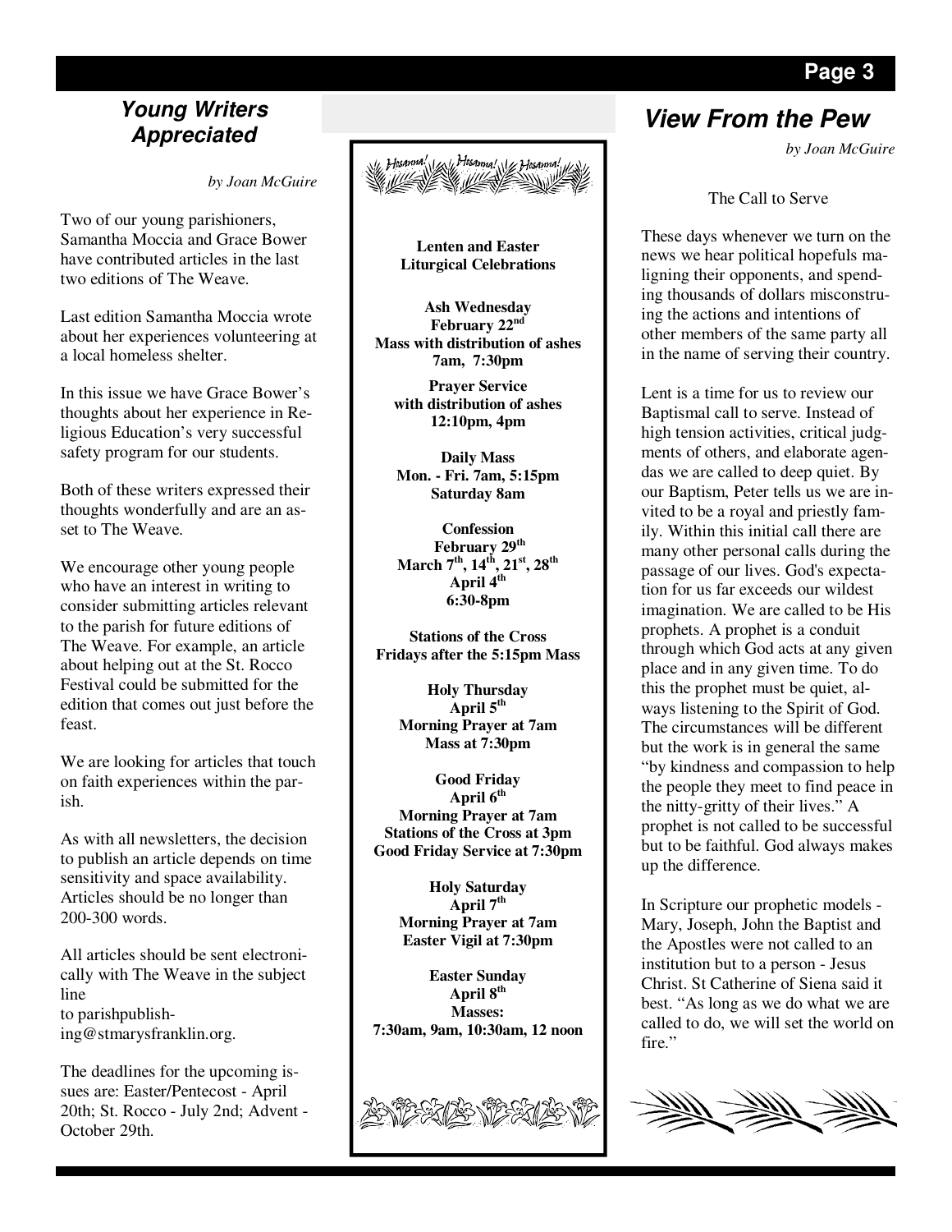## Young Writers Appreciated

*by Joan McGuire*

Two of our young parishioners, Samantha Moccia and Grace Bower have contributed articles in the last two editions of The Weave.

Last edition Samantha Moccia wrote about her experiences volunteering at a local homeless shelter.

In this issue we have Grace Bower's thoughts about her experience in Religious Education's very successful safety program for our students.

Both of these writers expressed their thoughts wonderfully and are an asset to The Weave.

We encourage other young people who have an interest in writing to consider submitting articles relevant to the parish for future editions of The Weave. For example, an article about helping out at the St. Rocco Festival could be submitted for the edition that comes out just before the feast.

We are looking for articles that touch on faith experiences within the parish.

As with all newsletters, the decision to publish an article depends on time sensitivity and space availability. Articles should be no longer than 200-300 words.

All articles should be sent electronically with The Weave in the subject line to parishpublishing@stmarysfranklin.org.

The deadlines for the upcoming issues are: Easter/Pentecost - April 20th; St. Rocco - July 2nd; Advent - October 29th.

---

Hosanna! Hosanna! Hosanna!

**Lenten and Easter Liturgical Celebrations**

**Ash Wednesday**
**February 22nd**
**Mass with distribution of ashes**
**7am, 7:30pm**

**Prayer Service with distribution of ashes**
**12:10pm, 4pm**

**Daily Mass**
**Mon. - Fri. 7am, 5:15pm**
**Saturday 8am**

**Confession**
**February 29th**
**March 7th, 14th, 21st, 28th**
**April 4th**
**6:30-8pm**

**Stations of the Cross**
**Fridays after the 5:15pm Mass**

**Holy Thursday**
**April 5th**
**Morning Prayer at 7am**
**Mass at 7:30pm**

**Good Friday**
**April 6th**
**Morning Prayer at 7am**
**Stations of the Cross at 3pm**
**Good Friday Service at 7:30pm**

**Holy Saturday**
**April 7th**
**Morning Prayer at 7am**
**Easter Vigil at 7:30pm**

**Easter Sunday**
**April 8th**
**Masses:**
**7:30am, 9am, 10:30am, 12 noon**

---

## View From the Pew

*by Joan McGuire*

The Call to Serve

These days whenever we turn on the news we hear political hopefuls maligning their opponents, and spending thousands of dollars misconstruing the actions and intentions of other members of the same party all in the name of serving their country.

Lent is a time for us to review our Baptismal call to serve. Instead of high tension activities, critical judgments of others, and elaborate agendas we are called to deep quiet. By our Baptism, Peter tells us we are invited to be a royal and priestly family. Within this initial call there are many other personal calls during the passage of our lives. God's expectation for us far exceeds our wildest imagination. We are called to be His prophets. A prophet is a conduit through which God acts at any given place and in any given time. To do this the prophet must be quiet, always listening to the Spirit of God. The circumstances will be different but the work is in general the same "by kindness and compassion to help the people they meet to find peace in the nitty-gritty of their lives." A prophet is not called to be successful but to be faithful. God always makes up the difference.

In Scripture our prophetic models - Mary, Joseph, John the Baptist and the Apostles were not called to an institution but to a person - Jesus Christ. St Catherine of Siena said it best. "As long as we do what we are called to do, we will set the world on fire."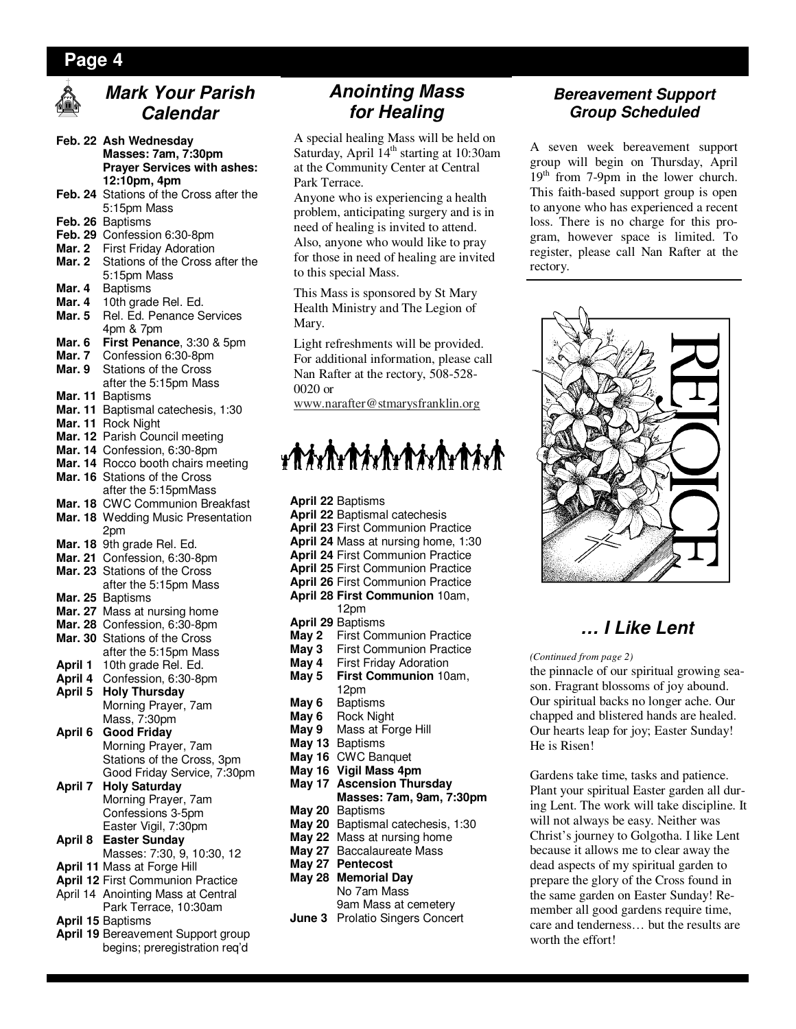## Mark Your Parish Calendar

**Feb. 22** **Ash Wednesday**
**Masses: 7am, 7:30pm**
**Prayer Services with ashes: 12:10pm, 4pm**
**Feb. 24** Stations of the Cross after the 5:15pm Mass
**Feb. 26** Baptisms
**Feb. 29** Confession 6:30-8pm
**Mar. 2** First Friday Adoration
**Mar. 2** Stations of the Cross after the 5:15pm Mass
**Mar. 4** Baptisms
**Mar. 4** 10th grade Rel. Ed.
**Mar. 5** Rel. Ed. Penance Services 4pm & 7pm
**Mar. 6** **First Penance**, 3:30 & 5pm
**Mar. 7** Confession 6:30-8pm
**Mar. 9** Stations of the Cross after the 5:15pm Mass
**Mar. 11** Baptisms
**Mar. 11** Baptismal catechesis, 1:30
**Mar. 11** Rock Night
**Mar. 12** Parish Council meeting
**Mar. 14** Confession, 6:30-8pm
**Mar. 14** Rocco booth chairs meeting
**Mar. 16** Stations of the Cross after the 5:15pmMass
**Mar. 18** CWC Communion Breakfast
**Mar. 18** Wedding Music Presentation 2pm
**Mar. 18** 9th grade Rel. Ed.
**Mar. 21** Confession, 6:30-8pm
**Mar. 23** Stations of the Cross after the 5:15pm Mass
**Mar. 25** Baptisms
**Mar. 27** Mass at nursing home
**Mar. 28** Confession, 6:30-8pm
**Mar. 30** Stations of the Cross after the 5:15pm Mass
**April 1** 10th grade Rel. Ed.
**April 4** Confession, 6:30-8pm
**April 5** **Holy Thursday**
Morning Prayer, 7am
Mass, 7:30pm
**April 6** **Good Friday**
Morning Prayer, 7am
Stations of the Cross, 3pm
Good Friday Service, 7:30pm
**April 7** **Holy Saturday**
Morning Prayer, 7am
Confessions 3-5pm
Easter Vigil, 7:30pm
**April 8** **Easter Sunday**
Masses: 7:30, 9, 10:30, 12
**April 11** Mass at Forge Hill
**April 12** First Communion Practice
April 14 Anointing Mass at Central Park Terrace, 10:30am
**April 15** Baptisms
**April 19** Bereavement Support group begins; preregistration req'd
**April 22** Baptisms
**April 22** Baptismal catechesis
**April 23** First Communion Practice
**April 24** Mass at nursing home, 1:30
**April 24** First Communion Practice
**April 25** First Communion Practice
**April 26** First Communion Practice
**April 28** **First Communion** 10am, 12pm
**April 29** Baptisms
**May 2** First Communion Practice
**May 3** First Communion Practice
**May 4** First Friday Adoration
**May 5** **First Communion** 10am, 12pm
**May 6** Baptisms
**May 6** Rock Night
**May 9** Mass at Forge Hill
**May 13** Baptisms
**May 16** CWC Banquet
**May 16** **Vigil Mass 4pm**
**May 17** **Ascension Thursday**
**Masses: 7am, 9am, 7:30pm**
**May 20** Baptisms
**May 20** Baptismal catechesis, 1:30
**May 22** Mass at nursing home
**May 27** Baccalaureate Mass
**May 27** **Pentecost**
**May 28** **Memorial Day**
No 7am Mass
9am Mass at cemetery
**June 3** Prolatio Singers Concert

## Anointing Mass for Healing

A special healing Mass will be held on Saturday, April 14th starting at 10:30am at the Community Center at Central Park Terrace.

Anyone who is experiencing a health problem, anticipating surgery and is in need of healing is invited to attend. Also, anyone who would like to pray for those in need of healing are invited to this special Mass.

This Mass is sponsored by St Mary Health Ministry and The Legion of Mary.

Light refreshments will be provided. For additional information, please call Nan Rafter at the rectory, 508-528-0020 or www.narafter@stmarysfranklin.org

## Bereavement Support Group Scheduled

A seven week bereavement support group will begin on Thursday, April 19th from 7-9pm in the lower church. This faith-based support group is open to anyone who has experienced a recent loss. There is no charge for this program, however space is limited. To register, please call Nan Rafter at the rectory.

REJOICE

## … I Like Lent

*(Continued from page 2)*

the pinnacle of our spiritual growing season. Fragrant blossoms of joy abound. Our spiritual backs no longer ache. Our chapped and blistered hands are healed. Our hearts leap for joy; Easter Sunday! He is Risen!

Gardens take time, tasks and patience. Plant your spiritual Easter garden all during Lent. The work will take discipline. It will not always be easy. Neither was Christ's journey to Golgotha. I like Lent because it allows me to clear away the dead aspects of my spiritual garden to prepare the glory of the Cross found in the same garden on Easter Sunday! Remember all good gardens require time, care and tenderness… but the results are worth the effort!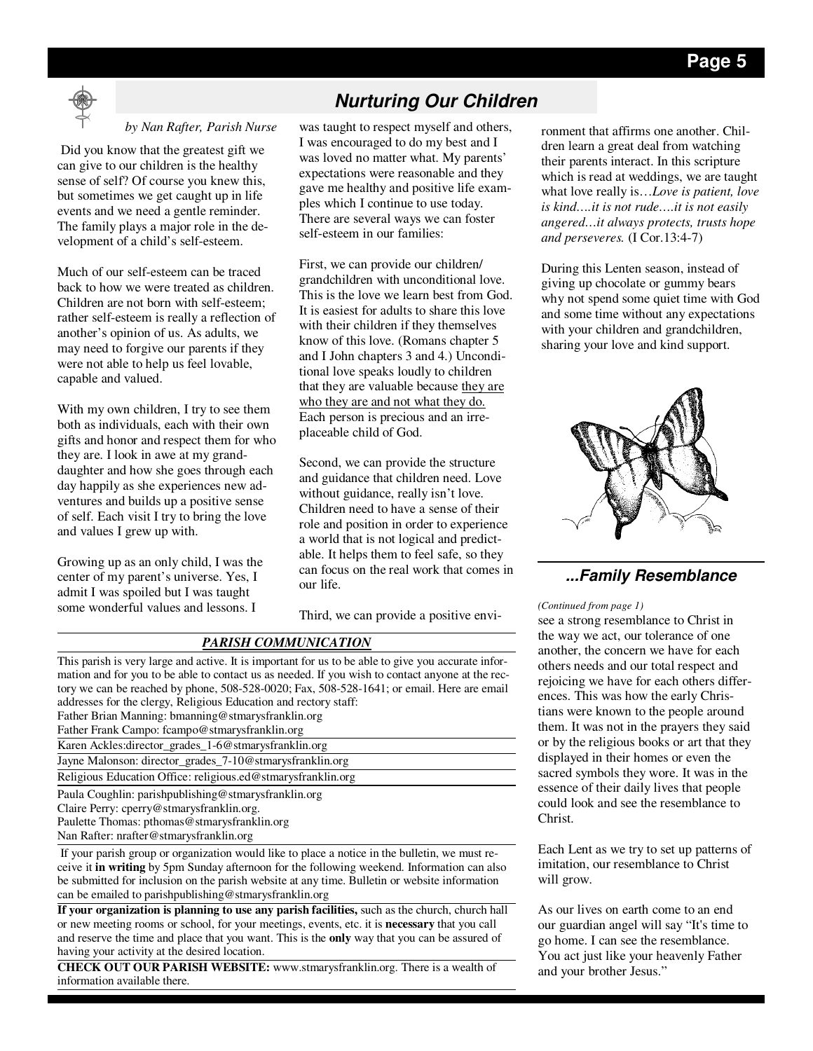## Nurturing Our Children

*by Nan Rafter, Parish Nurse*

Did you know that the greatest gift we can give to our children is the healthy sense of self? Of course you knew this, but sometimes we get caught up in life events and we need a gentle reminder. The family plays a major role in the development of a child's self-esteem.

Much of our self-esteem can be traced back to how we were treated as children. Children are not born with self-esteem; rather self-esteem is really a reflection of another's opinion of us. As adults, we may need to forgive our parents if they were not able to help us feel lovable, capable and valued.

With my own children, I try to see them both as individuals, each with their own gifts and honor and respect them for who they are. I look in awe at my granddaughter and how she goes through each day happily as she experiences new adventures and builds up a positive sense of self. Each visit I try to bring the love and values I grew up with.

Growing up as an only child, I was the center of my parent's universe. Yes, I admit I was spoiled but I was taught some wonderful values and lessons. I was taught to respect myself and others, I was encouraged to do my best and I was loved no matter what. My parents' expectations were reasonable and they gave me healthy and positive life examples which I continue to use today. There are several ways we can foster self-esteem in our families:

First, we can provide our children/grandchildren with unconditional love. This is the love we learn best from God. It is easiest for adults to share this love with their children if they themselves know of this love. (Romans chapter 5 and I John chapters 3 and 4.) Unconditional love speaks loudly to children that they are valuable because they are who they are and not what they do. Each person is precious and an irreplaceable child of God.

Second, we can provide the structure and guidance that children need. Love without guidance, really isn't love. Children need to have a sense of their role and position in order to experience a world that is not logical and predictable. It helps them to feel safe, so they can focus on the real work that comes in our life.

Third, we can provide a positive environment that affirms one another. Children learn a great deal from watching their parents interact. In this scripture which is read at weddings, we are taught what love really is…*Love is patient, love is kind….it is not rude….it is not easily angered…it always protects, trusts hope and perseveres.* (I Cor.13:4-7)

During this Lenten season, instead of giving up chocolate or gummy bears why not spend some quiet time with God and some time without any expectations with your children and grandchildren, sharing your love and kind support.

### PARISH COMMUNICATION

This parish is very large and active. It is important for us to be able to give you accurate information and for you to be able to contact us as needed. If you wish to contact anyone at the rectory we can be reached by phone, 508-528-0020; Fax, 508-528-1641; or email. Here are email addresses for the clergy, Religious Education and rectory staff:

Father Brian Manning: bmanning@stmarysfranklin.org
Father Frank Campo: fcampo@stmarysfranklin.org
Karen Ackles:director_grades_1-6@stmarysfranklin.org
Jayne Malonson: director_grades_7-10@stmarysfranklin.org
Religious Education Office: religious.ed@stmarysfranklin.org
Paula Coughlin: parishpublishing@stmarysfranklin.org
Claire Perry: cperry@stmarysfranklin.org.
Paulette Thomas: pthomas@stmarysfranklin.org
Nan Rafter: nrafter@stmarysfranklin.org

If your parish group or organization would like to place a notice in the bulletin, we must receive it **in writing** by 5pm Sunday afternoon for the following weekend. Information can also be submitted for inclusion on the parish website at any time. Bulletin or website information can be emailed to parishpublishing@stmarysfranklin.org

**If your organization is planning to use any parish facilities,** such as the church, church hall or new meeting rooms or school, for your meetings, events, etc. it is **necessary** that you call and reserve the time and place that you want. This is the **only** way that you can be assured of having your activity at the desired location.

**CHECK OUT OUR PARISH WEBSITE:** www.stmarysfranklin.org. There is a wealth of information available there.

### ...Family Resemblance

*(Continued from page 1)*

see a strong resemblance to Christ in the way we act, our tolerance of one another, the concern we have for each others needs and our total respect and rejoicing we have for each others differences. This was how the early Christians were known to the people around them. It was not in the prayers they said or by the religious books or art that they displayed in their homes or even the sacred symbols they wore. It was in the essence of their daily lives that people could look and see the resemblance to Christ.

Each Lent as we try to set up patterns of imitation, our resemblance to Christ will grow.

As our lives on earth come to an end our guardian angel will say "It's time to go home. I can see the resemblance. You act just like your heavenly Father and your brother Jesus."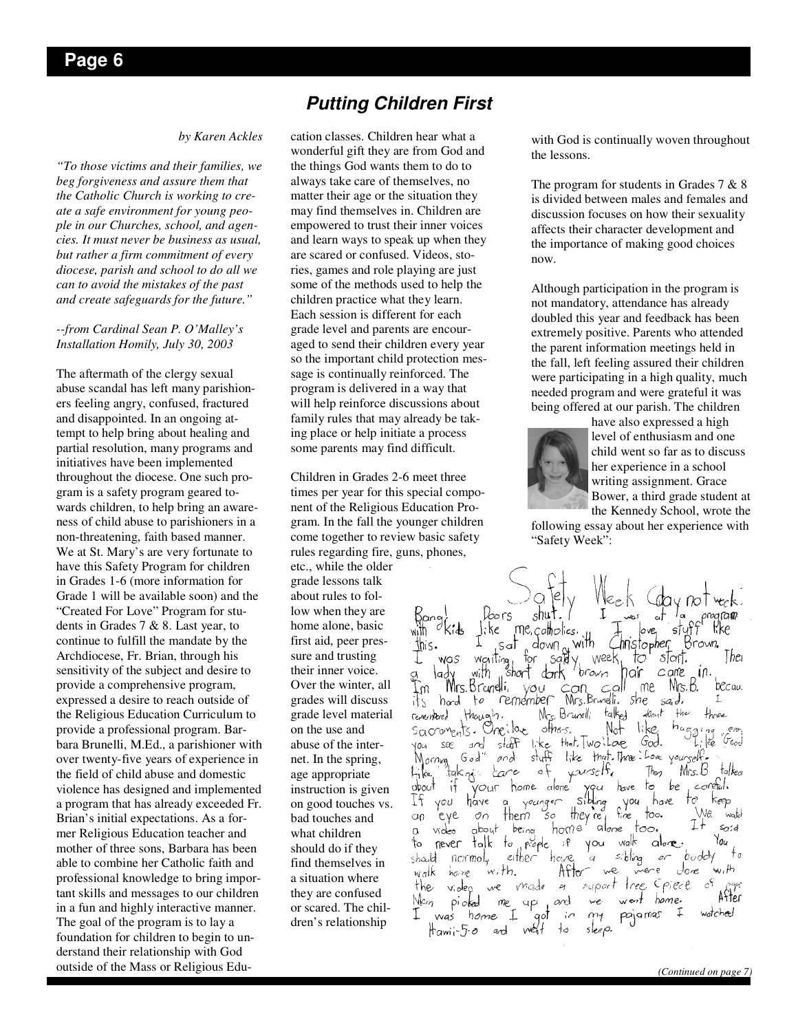## Putting Children First

*by Karen Ackles*

*"To those victims and their families, we beg forgiveness and assure them that the Catholic Church is working to create a safe environment for young people in our Churches, school, and agencies. It must never be business as usual, but rather a firm commitment of every diocese, parish and school to do all we can to avoid the mistakes of the past and create safeguards for the future."*

*--from Cardinal Sean P. O'Malley's Installation Homily, July 30, 2003*

The aftermath of the clergy sexual abuse scandal has left many parishioners feeling angry, confused, fractured and disappointed. In an ongoing attempt to help bring about healing and partial resolution, many programs and initiatives have been implemented throughout the diocese. One such program is a safety program geared towards children, to help bring an awareness of child abuse to parishioners in a non-threatening, faith based manner. We at St. Mary's are very fortunate to have this Safety Program for children in Grades 1-6 (more information for Grade 1 will be available soon) and the "Created For Love" Program for students in Grades 7 & 8. Last year, to continue to fulfill the mandate by the Archdiocese, Fr. Brian, through his sensitivity of the subject and desire to provide a comprehensive program, expressed a desire to reach outside of the Religious Education Curriculum to provide a professional program. Barbara Brunelli, M.Ed., a parishioner with over twenty-five years of experience in the field of child abuse and domestic violence has designed and implemented a program that has already exceeded Fr. Brian's initial expectations. As a former Religious Education teacher and mother of three sons, Barbara has been able to combine her Catholic faith and professional knowledge to bring important skills and messages to our children in a fun and highly interactive manner. The goal of the program is to lay a foundation for children to begin to understand their relationship with God outside of the Mass or Religious Education classes. Children hear what a wonderful gift they are from God and the things God wants them to do to always take care of themselves, no matter their age or the situation they may find themselves in. Children are empowered to trust their inner voices and learn ways to speak up when they are scared or confused. Videos, stories, games and role playing are just some of the methods used to help the children practice what they learn. Each session is different for each grade level and parents are encouraged to send their children every year so the important child protection message is continually reinforced. The program is delivered in a way that will help reinforce discussions about family rules that may already be taking place or help initiate a process some parents may find difficult.

Children in Grades 2-6 meet three times per year for this special component of the Religious Education Program. In the fall the younger children come together to review basic safety rules regarding fire, guns, phones, etc., while the older grade lessons talk about rules to follow when they are home alone, basic first aid, peer pressure and trusting their inner voice. Over the winter, all grades will discuss grade level material on the use and abuse of the internet. In the spring, age appropriate instruction is given on good touches vs. bad touches and what children should do if they find themselves in a situation where they are confused or scared. The children's relationship with God is continually woven throughout the lessons.

The program for students in Grades 7 & 8 is divided between males and females and discussion focuses on how their sexuality affects their character development and the importance of making good choices now.

Although participation in the program is not mandatory, attendance has already doubled this year and feedback has been extremely positive. Parents who attended the parent information meetings held in the fall, left feeling assured their children were participating in a high quality, much needed program and were grateful it was being offered at our parish. The children have also expressed a high level of enthusiasm and one child went so far as to discuss her experience in a school writing assignment. Grace Bower, a third grade student at the Kennedy School, wrote the following essay about her experience with "Safety Week":

Safety Week (day not week).
Bang! Doors shut. I was at a program with kids like me, catholics. I love stuff like this. I sat down with Christopher Brown. I was waiting for safty week to start. Then a lady with short dark brown hair came in. I'm Mrs. Brunelli, you can call me Mrs. B. becau. it's hard to remember Mrs. Brunelli. she said. I remembered though. Mrs. Brunelli talked about the three sacraments. One: love others. Not like hugging every you see and stuff like that. Two: Love God. Like "Good Morning God" and stuff like that. Three: Love yourself. Like taking care of yourself. Then Mrs. B talked about if your home alone you have to be careful. If you have a younger sibling you have to keep an eye on them so they're fine too. We watched a video about being home alone too. It said to never talk to people if you walk alone. You should normoly either have a sibling or buddy to walk home with. After we were done with the video we made a suport tree (piece of paper). Mom picked me up, and we went home. After I was home I got in my pajamas I watched Hawii-5-0 and went to sleep.

*(Continued on page 7)*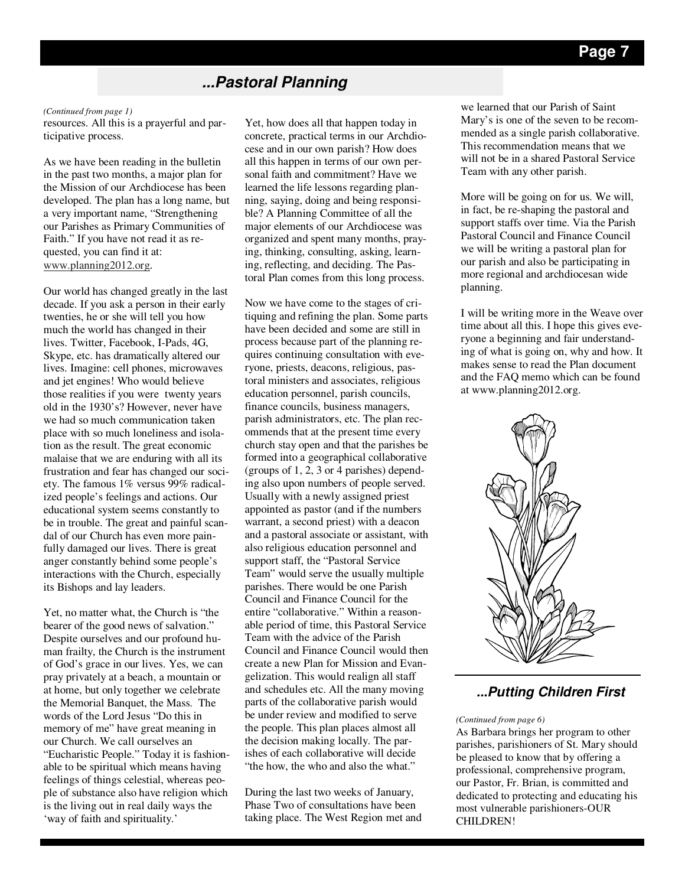## ...Pastoral Planning

*(Continued from page 1)*

resources. All this is a prayerful and participative process.

As we have been reading in the bulletin in the past two months, a major plan for the Mission of our Archdiocese has been developed. The plan has a long name, but a very important name, "Strengthening our Parishes as Primary Communities of Faith." If you have not read it as requested, you can find it at: www.planning2012.org.

Our world has changed greatly in the last decade. If you ask a person in their early twenties, he or she will tell you how much the world has changed in their lives. Twitter, Facebook, I-Pads, 4G, Skype, etc. has dramatically altered our lives. Imagine: cell phones, microwaves and jet engines! Who would believe those realities if you were twenty years old in the 1930's? However, never have we had so much communication taken place with so much loneliness and isolation as the result. The great economic malaise that we are enduring with all its frustration and fear has changed our society. The famous 1% versus 99% radicalized people's feelings and actions. Our educational system seems constantly to be in trouble. The great and painful scandal of our Church has even more painfully damaged our lives. There is great anger constantly behind some people's interactions with the Church, especially its Bishops and lay leaders.

Yet, no matter what, the Church is "the bearer of the good news of salvation." Despite ourselves and our profound human frailty, the Church is the instrument of God's grace in our lives. Yes, we can pray privately at a beach, a mountain or at home, but only together we celebrate the Memorial Banquet, the Mass. The words of the Lord Jesus "Do this in memory of me" have great meaning in our Church. We call ourselves an "Eucharistic People." Today it is fashionable to be spiritual which means having feelings of things celestial, whereas people of substance also have religion which is the living out in real daily ways the 'way of faith and spirituality.'

Yet, how does all that happen today in concrete, practical terms in our Archdiocese and in our own parish? How does all this happen in terms of our own personal faith and commitment? Have we learned the life lessons regarding planning, saying, doing and being responsible? A Planning Committee of all the major elements of our Archdiocese was organized and spent many months, praying, thinking, consulting, asking, learning, reflecting, and deciding. The Pastoral Plan comes from this long process.

Now we have come to the stages of critiquing and refining the plan. Some parts have been decided and some are still in process because part of the planning requires continuing consultation with everyone, priests, deacons, religious, pastoral ministers and associates, religious education personnel, parish councils, finance councils, business managers, parish administrators, etc. The plan recommends that at the present time every church stay open and that the parishes be formed into a geographical collaborative (groups of 1, 2, 3 or 4 parishes) depending also upon numbers of people served. Usually with a newly assigned priest appointed as pastor (and if the numbers warrant, a second priest) with a deacon and a pastoral associate or assistant, with also religious education personnel and support staff, the "Pastoral Service Team" would serve the usually multiple parishes. There would be one Parish Council and Finance Council for the entire "collaborative." Within a reasonable period of time, this Pastoral Service Team with the advice of the Parish Council and Finance Council would then create a new Plan for Mission and Evangelization. This would realign all staff and schedules etc. All the many moving parts of the collaborative parish would be under review and modified to serve the people. This plan places almost all the decision making locally. The parishes of each collaborative will decide "the how, the who and also the what."

During the last two weeks of January, Phase Two of consultations have been taking place. The West Region met and we learned that our Parish of Saint Mary's is one of the seven to be recommended as a single parish collaborative. This recommendation means that we will not be in a shared Pastoral Service Team with any other parish.

More will be going on for us. We will, in fact, be re-shaping the pastoral and support staffs over time. Via the Parish Pastoral Council and Finance Council we will be writing a pastoral plan for our parish and also be participating in more regional and archdiocesan wide planning.

I will be writing more in the Weave over time about all this. I hope this gives everyone a beginning and fair understanding of what is going on, why and how. It makes sense to read the Plan document and the FAQ memo which can be found at www.planning2012.org.

## ...Putting Children First

*(Continued from page 6)*

As Barbara brings her program to other parishes, parishioners of St. Mary should be pleased to know that by offering a professional, comprehensive program, our Pastor, Fr. Brian, is committed and dedicated to protecting and educating his most vulnerable parishioners-OUR CHILDREN!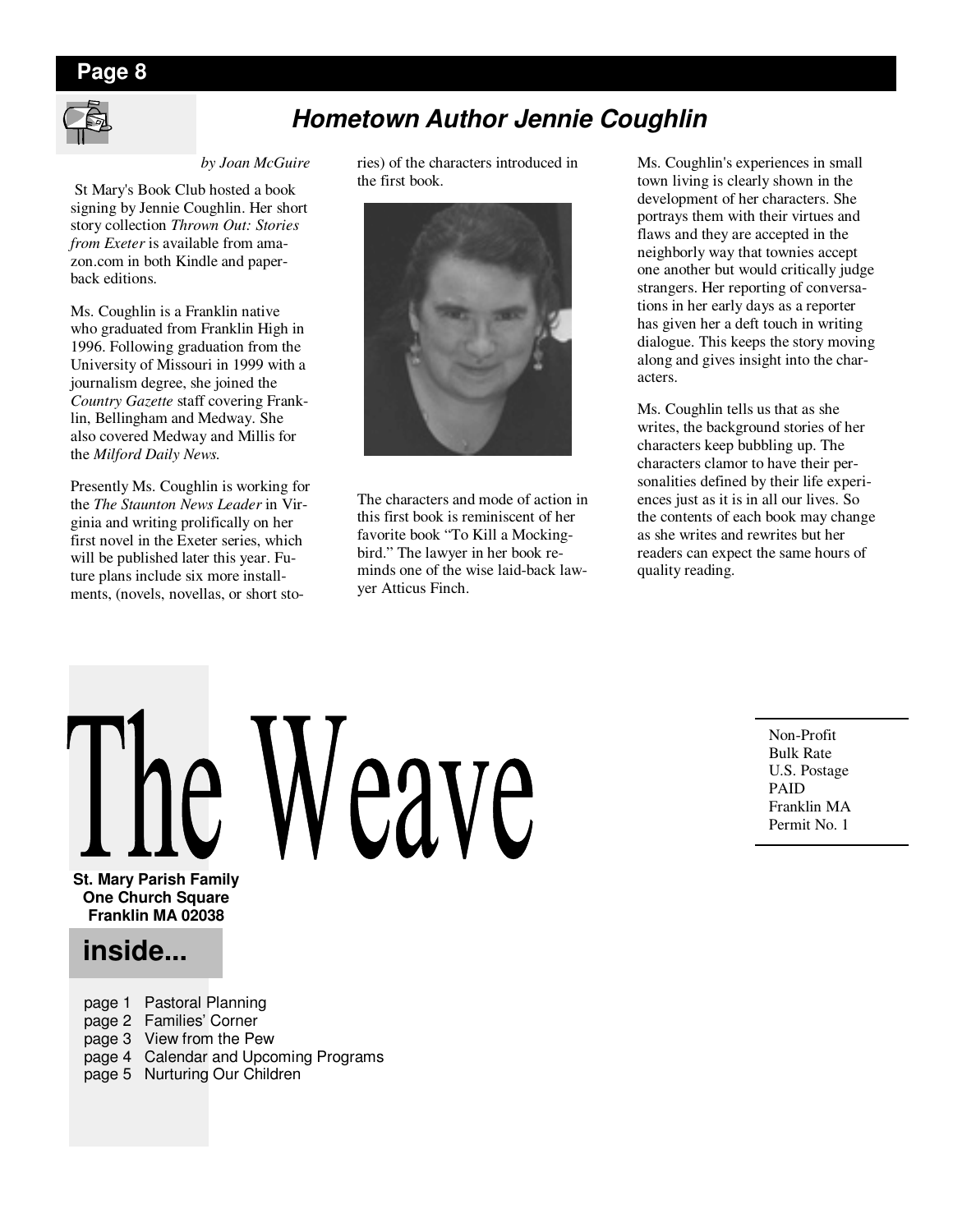## Hometown Author Jennie Coughlin

*by Joan McGuire*

St Mary's Book Club hosted a book signing by Jennie Coughlin. Her short story collection *Thrown Out: Stories from Exeter* is available from amazon.com in both Kindle and paperback editions.

Ms. Coughlin is a Franklin native who graduated from Franklin High in 1996. Following graduation from the University of Missouri in 1999 with a journalism degree, she joined the *Country Gazette* staff covering Franklin, Bellingham and Medway. She also covered Medway and Millis for the *Milford Daily News.*

Presently Ms. Coughlin is working for the *The Staunton News Leader* in Virginia and writing prolifically on her first novel in the Exeter series, which will be published later this year. Future plans include six more installments, (novels, novellas, or short stories) of the characters introduced in the first book.

The characters and mode of action in this first book is reminiscent of her favorite book "To Kill a Mockingbird." The lawyer in her book reminds one of the wise laid-back lawyer Atticus Finch.

Ms. Coughlin's experiences in small town living is clearly shown in the development of her characters. She portrays them with their virtues and flaws and they are accepted in the neighborly way that townies accept one another but would critically judge strangers. Her reporting of conversations in her early days as a reporter has given her a deft touch in writing dialogue. This keeps the story moving along and gives insight into the characters.

Ms. Coughlin tells us that as she writes, the background stories of her characters keep bubbling up. The characters clamor to have their personalities defined by their life experiences just as it is in all our lives. So the contents of each book may change as she writes and rewrites but her readers can expect the same hours of quality reading.

# The Weave

**St. Mary Parish Family**
**One Church Square**
**Franklin MA 02038**

Non-Profit
Bulk Rate
U.S. Postage
PAID
Franklin MA
Permit No. 1

## inside...

- page 1 Pastoral Planning
- page 2 Families' Corner
- page 3 View from the Pew
- page 4 Calendar and Upcoming Programs
- page 5 Nurturing Our Children